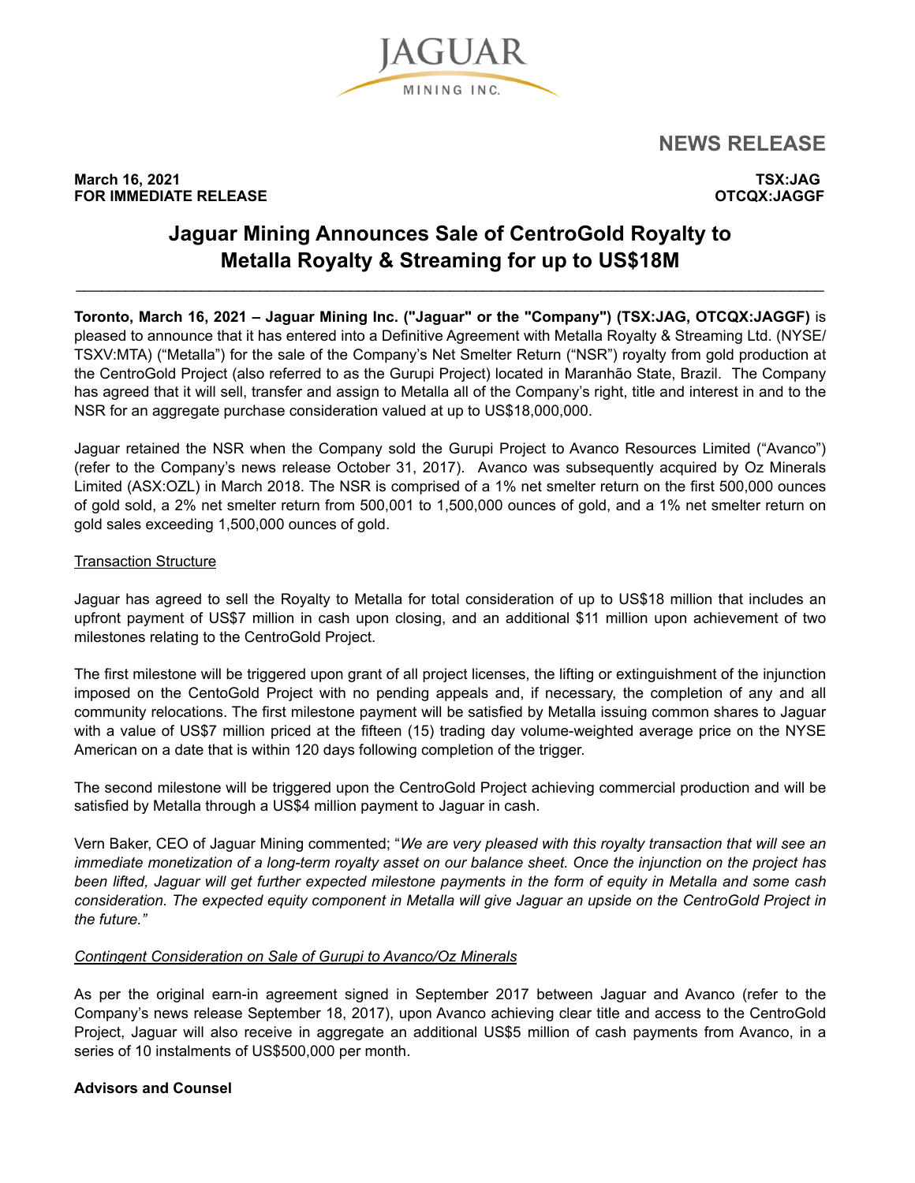JAGUAR MINING INC.

# NEWS RELEASE

**March 16, 2021**
**FOR IMMEDIATE RELEASE**

**TSX:JAG**
**OTCQX:JAGGF**

# Jaguar Mining Announces Sale of CentroGold Royalty to Metalla Royalty & Streaming for up to US$18M

**Toronto, March 16, 2021 – Jaguar Mining Inc. ("Jaguar" or the "Company") (TSX:JAG, OTCQX:JAGGF)** is pleased to announce that it has entered into a Definitive Agreement with Metalla Royalty & Streaming Ltd. (NYSE/ TSXV:MTA) ("Metalla") for the sale of the Company's Net Smelter Return ("NSR") royalty from gold production at the CentroGold Project (also referred to as the Gurupi Project) located in Maranhão State, Brazil. The Company has agreed that it will sell, transfer and assign to Metalla all of the Company's right, title and interest in and to the NSR for an aggregate purchase consideration valued at up to US$18,000,000.

Jaguar retained the NSR when the Company sold the Gurupi Project to Avanco Resources Limited ("Avanco") (refer to the Company's news release October 31, 2017). Avanco was subsequently acquired by Oz Minerals Limited (ASX:OZL) in March 2018. The NSR is comprised of a 1% net smelter return on the first 500,000 ounces of gold sold, a 2% net smelter return from 500,001 to 1,500,000 ounces of gold, and a 1% net smelter return on gold sales exceeding 1,500,000 ounces of gold.

<u>Transaction Structure</u>

Jaguar has agreed to sell the Royalty to Metalla for total consideration of up to US$18 million that includes an upfront payment of US$7 million in cash upon closing, and an additional $11 million upon achievement of two milestones relating to the CentroGold Project.

The first milestone will be triggered upon grant of all project licenses, the lifting or extinguishment of the injunction imposed on the CentoGold Project with no pending appeals and, if necessary, the completion of any and all community relocations. The first milestone payment will be satisfied by Metalla issuing common shares to Jaguar with a value of US$7 million priced at the fifteen (15) trading day volume-weighted average price on the NYSE American on a date that is within 120 days following completion of the trigger.

The second milestone will be triggered upon the CentroGold Project achieving commercial production and will be satisfied by Metalla through a US$4 million payment to Jaguar in cash.

Vern Baker, CEO of Jaguar Mining commented; "*We are very pleased with this royalty transaction that will see an immediate monetization of a long-term royalty asset on our balance sheet. Once the injunction on the project has been lifted, Jaguar will get further expected milestone payments in the form of equity in Metalla and some cash consideration. The expected equity component in Metalla will give Jaguar an upside on the CentroGold Project in the future.*"

*<u>Contingent Consideration on Sale of Gurupi to Avanco/Oz Minerals</u>*

As per the original earn-in agreement signed in September 2017 between Jaguar and Avanco (refer to the Company's news release September 18, 2017), upon Avanco achieving clear title and access to the CentroGold Project, Jaguar will also receive in aggregate an additional US$5 million of cash payments from Avanco, in a series of 10 instalments of US$500,000 per month.

**Advisors and Counsel**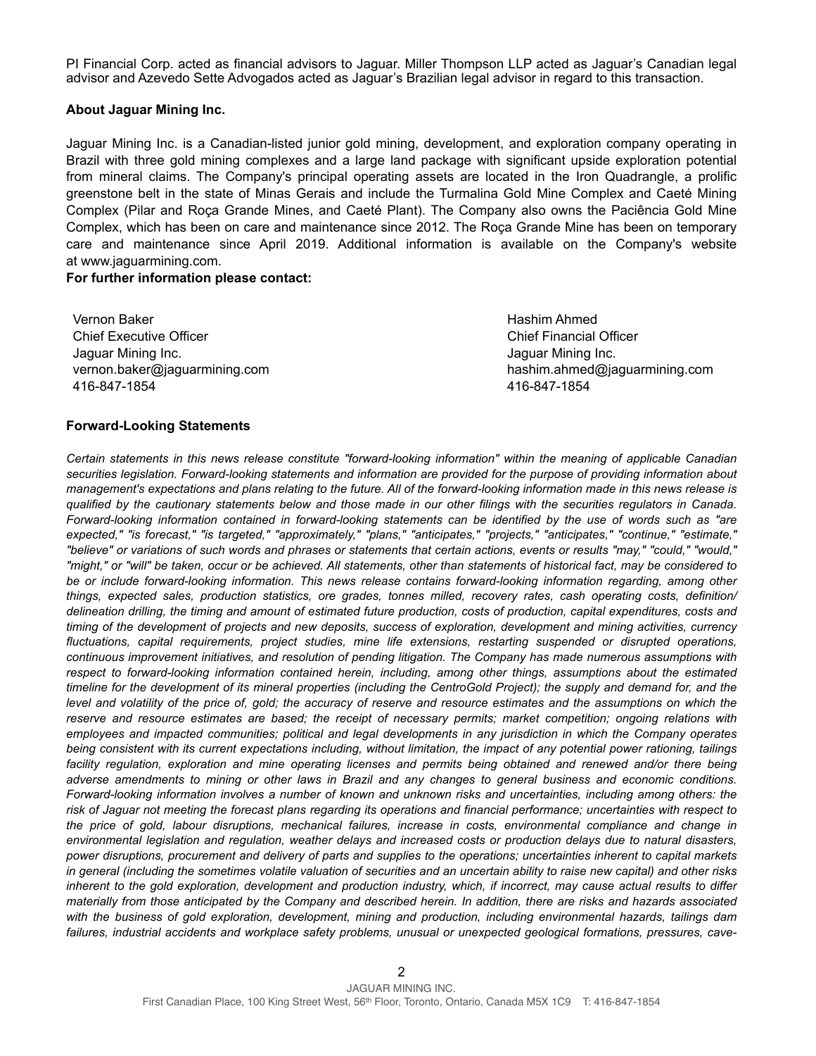PI Financial Corp. acted as financial advisors to Jaguar. Miller Thompson LLP acted as Jaguar's Canadian legal advisor and Azevedo Sette Advogados acted as Jaguar's Brazilian legal advisor in regard to this transaction.

**About Jaguar Mining Inc.**

Jaguar Mining Inc. is a Canadian-listed junior gold mining, development, and exploration company operating in Brazil with three gold mining complexes and a large land package with significant upside exploration potential from mineral claims. The Company's principal operating assets are located in the Iron Quadrangle, a prolific greenstone belt in the state of Minas Gerais and include the Turmalina Gold Mine Complex and Caeté Mining Complex (Pilar and Roça Grande Mines, and Caeté Plant). The Company also owns the Paciência Gold Mine Complex, which has been on care and maintenance since 2012. The Roça Grande Mine has been on temporary care and maintenance since April 2019. Additional information is available on the Company's website at www.jaguarmining.com.

**For further information please contact:**

Vernon Baker
Chief Executive Officer
Jaguar Mining Inc.
vernon.baker@jaguarmining.com
416-847-1854

Hashim Ahmed
Chief Financial Officer
Jaguar Mining Inc.
hashim.ahmed@jaguarmining.com
416-847-1854

**Forward-Looking Statements**

*Certain statements in this news release constitute "forward-looking information" within the meaning of applicable Canadian securities legislation. Forward-looking statements and information are provided for the purpose of providing information about management's expectations and plans relating to the future. All of the forward-looking information made in this news release is qualified by the cautionary statements below and those made in our other filings with the securities regulators in Canada. Forward-looking information contained in forward-looking statements can be identified by the use of words such as "are expected," "is forecast," "is targeted," "approximately," "plans," "anticipates," "projects," "anticipates," "continue," "estimate," "believe" or variations of such words and phrases or statements that certain actions, events or results "may," "could," "would," "might," or "will" be taken, occur or be achieved. All statements, other than statements of historical fact, may be considered to be or include forward-looking information. This news release contains forward-looking information regarding, among other things, expected sales, production statistics, ore grades, tonnes milled, recovery rates, cash operating costs, definition/ delineation drilling, the timing and amount of estimated future production, costs of production, capital expenditures, costs and timing of the development of projects and new deposits, success of exploration, development and mining activities, currency fluctuations, capital requirements, project studies, mine life extensions, restarting suspended or disrupted operations, continuous improvement initiatives, and resolution of pending litigation. The Company has made numerous assumptions with respect to forward-looking information contained herein, including, among other things, assumptions about the estimated timeline for the development of its mineral properties (including the CentroGold Project); the supply and demand for, and the level and volatility of the price of, gold; the accuracy of reserve and resource estimates and the assumptions on which the reserve and resource estimates are based; the receipt of necessary permits; market competition; ongoing relations with employees and impacted communities; political and legal developments in any jurisdiction in which the Company operates being consistent with its current expectations including, without limitation, the impact of any potential power rationing, tailings facility regulation, exploration and mine operating licenses and permits being obtained and renewed and/or there being adverse amendments to mining or other laws in Brazil and any changes to general business and economic conditions. Forward-looking information involves a number of known and unknown risks and uncertainties, including among others: the risk of Jaguar not meeting the forecast plans regarding its operations and financial performance; uncertainties with respect to the price of gold, labour disruptions, mechanical failures, increase in costs, environmental compliance and change in environmental legislation and regulation, weather delays and increased costs or production delays due to natural disasters, power disruptions, procurement and delivery of parts and supplies to the operations; uncertainties inherent to capital markets in general (including the sometimes volatile valuation of securities and an uncertain ability to raise new capital) and other risks inherent to the gold exploration, development and production industry, which, if incorrect, may cause actual results to differ materially from those anticipated by the Company and described herein. In addition, there are risks and hazards associated with the business of gold exploration, development, mining and production, including environmental hazards, tailings dam failures, industrial accidents and workplace safety problems, unusual or unexpected geological formations, pressures, cave-*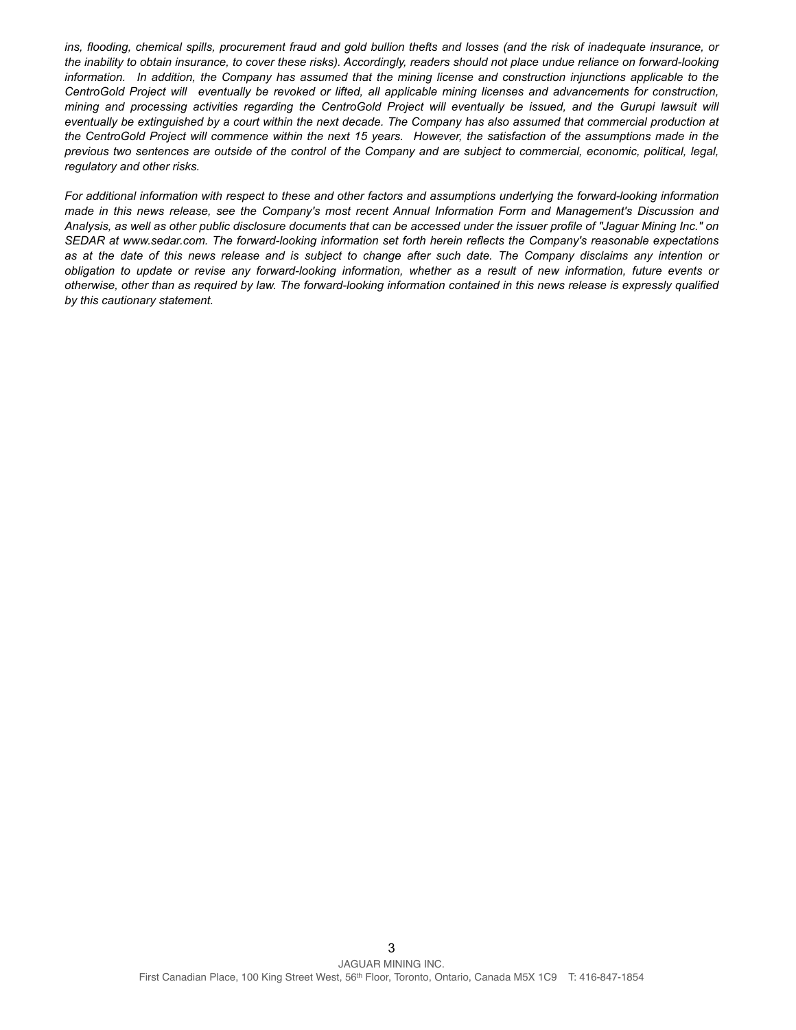*ins, flooding, chemical spills, procurement fraud and gold bullion thefts and losses (and the risk of inadequate insurance, or the inability to obtain insurance, to cover these risks). Accordingly, readers should not place undue reliance on forward-looking information. In addition, the Company has assumed that the mining license and construction injunctions applicable to the CentroGold Project will eventually be revoked or lifted, all applicable mining licenses and advancements for construction, mining and processing activities regarding the CentroGold Project will eventually be issued, and the Gurupi lawsuit will eventually be extinguished by a court within the next decade. The Company has also assumed that commercial production at the CentroGold Project will commence within the next 15 years. However, the satisfaction of the assumptions made in the previous two sentences are outside of the control of the Company and are subject to commercial, economic, political, legal, regulatory and other risks.*

*For additional information with respect to these and other factors and assumptions underlying the forward-looking information made in this news release, see the Company's most recent Annual Information Form and Management's Discussion and Analysis, as well as other public disclosure documents that can be accessed under the issuer profile of "Jaguar Mining Inc." on SEDAR at www.sedar.com. The forward-looking information set forth herein reflects the Company's reasonable expectations as at the date of this news release and is subject to change after such date. The Company disclaims any intention or obligation to update or revise any forward-looking information, whether as a result of new information, future events or otherwise, other than as required by law. The forward-looking information contained in this news release is expressly qualified by this cautionary statement.*